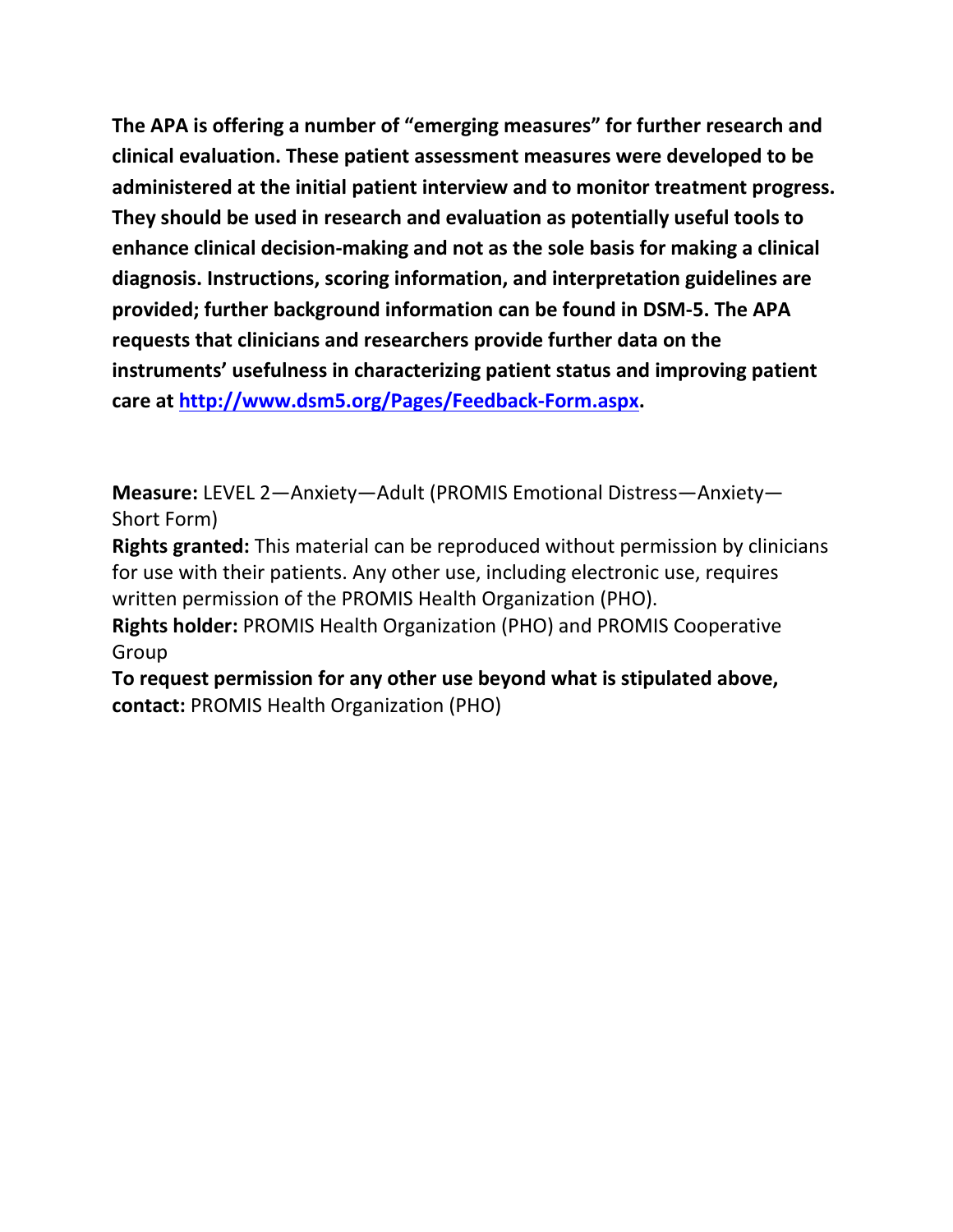**The APA is offering a number of "emerging measures" for further research and clinical evaluation. These patient assessment measures were developed to be administered at the initial patient interview and to monitor treatment progress. They should be used in research and evaluation as potentially useful tools to enhance clinical decision-making and not as the sole basis for making a clinical diagnosis. Instructions, scoring information, and interpretation guidelines are provided; further background information can be found in DSM-5. The APA requests that clinicians and researchers provide further data on the instruments' usefulness in characterizing patient status and improving patient care at [http://www.dsm5.org/Pages/Feedback-Form.aspx](http://www.dsm5.org/Pages/Feedback-Form.aspx).**

**Measure:** LEVEL 2—Anxiety—Adult (PROMIS Emotional Distress—Anxiety—Short Form)

**Rights granted:** This material can be reproduced without permission by clinicians for use with their patients. Any other use, including electronic use, requires written permission of the PROMIS Health Organization (PHO).

**Rights holder:** PROMIS Health Organization (PHO) and PROMIS Cooperative Group

**To request permission for any other use beyond what is stipulated above, contact:** PROMIS Health Organization (PHO)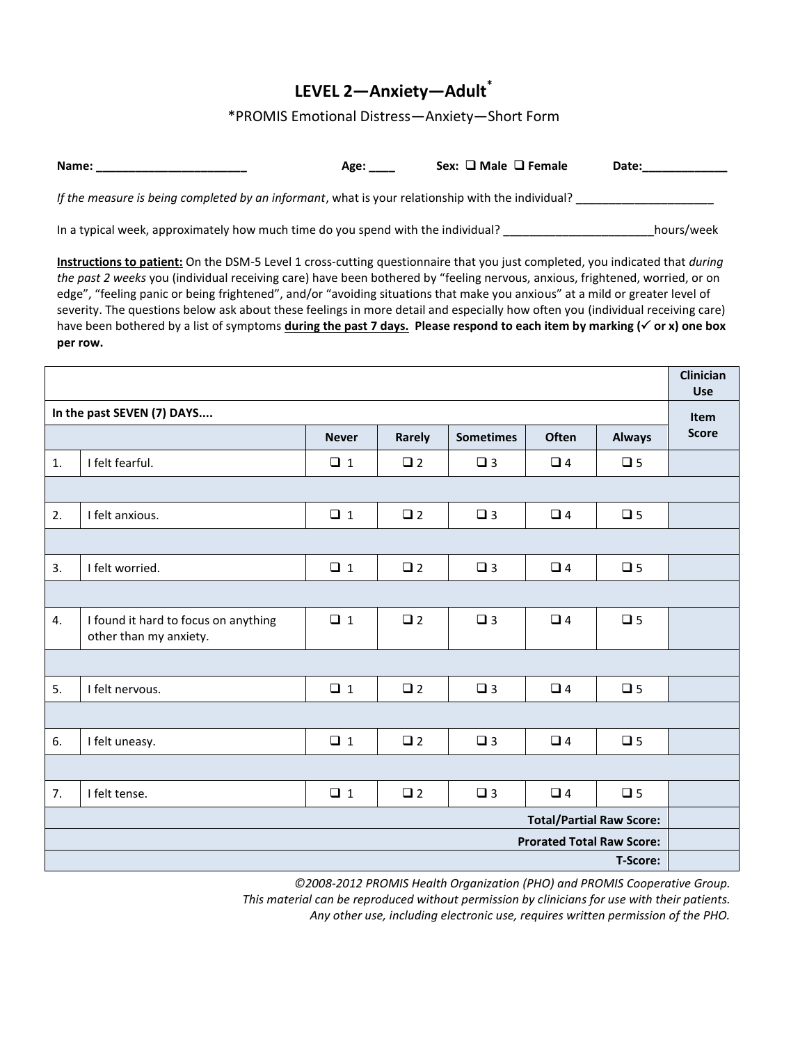## LEVEL 2—Anxiety—Adult*

*PROMIS Emotional Distress—Anxiety—Short Form

**Name:** _______________________ **Age:** ____ **Sex:** ❑ **Male** ❑ **Female** **Date:**_____________

*If the measure is being completed by an informant*, what is your relationship with the individual? _____________________

In a typical week, approximately how much time do you spend with the individual? _______________________hours/week

**Instructions to patient:** On the DSM-5 Level 1 cross-cutting questionnaire that you just completed, you indicated that *during the past 2 weeks* you (individual receiving care) have been bothered by "feeling nervous, anxious, frightened, worried, or on edge", "feeling panic or being frightened", and/or "avoiding situations that make you anxious" at a mild or greater level of severity. The questions below ask about these feelings in more detail and especially how often you (individual receiving care) have been bothered by a list of symptoms **during the past 7 days. Please respond to each item by marking (✓ or x) one box per row.**

| | | | | | | | Clinician Use |
|---|---|---|---|---|---|---|---|
| **In the past SEVEN (7) DAYS....** | | | | | | | **Item Score** |
| | | **Never** | **Rarely** | **Sometimes** | **Often** | **Always** | |
| 1. | I felt fearful. | ❑ 1 | ❑ 2 | ❑ 3 | ❑ 4 | ❑ 5 | |
| 2. | I felt anxious. | ❑ 1 | ❑ 2 | ❑ 3 | ❑ 4 | ❑ 5 | |
| 3. | I felt worried. | ❑ 1 | ❑ 2 | ❑ 3 | ❑ 4 | ❑ 5 | |
| 4. | I found it hard to focus on anything other than my anxiety. | ❑ 1 | ❑ 2 | ❑ 3 | ❑ 4 | ❑ 5 | |
| 5. | I felt nervous. | ❑ 1 | ❑ 2 | ❑ 3 | ❑ 4 | ❑ 5 | |
| 6. | I felt uneasy. | ❑ 1 | ❑ 2 | ❑ 3 | ❑ 4 | ❑ 5 | |
| 7. | I felt tense. | ❑ 1 | ❑ 2 | ❑ 3 | ❑ 4 | ❑ 5 | |
| | | | | | | **Total/Partial Raw Score:** | |
| | | | | | | **Prorated Total Raw Score:** | |
| | | | | | | **T-Score:** | |

*©2008-2012 PROMIS Health Organization (PHO) and PROMIS Cooperative Group. This material can be reproduced without permission by clinicians for use with their patients. Any other use, including electronic use, requires written permission of the PHO.*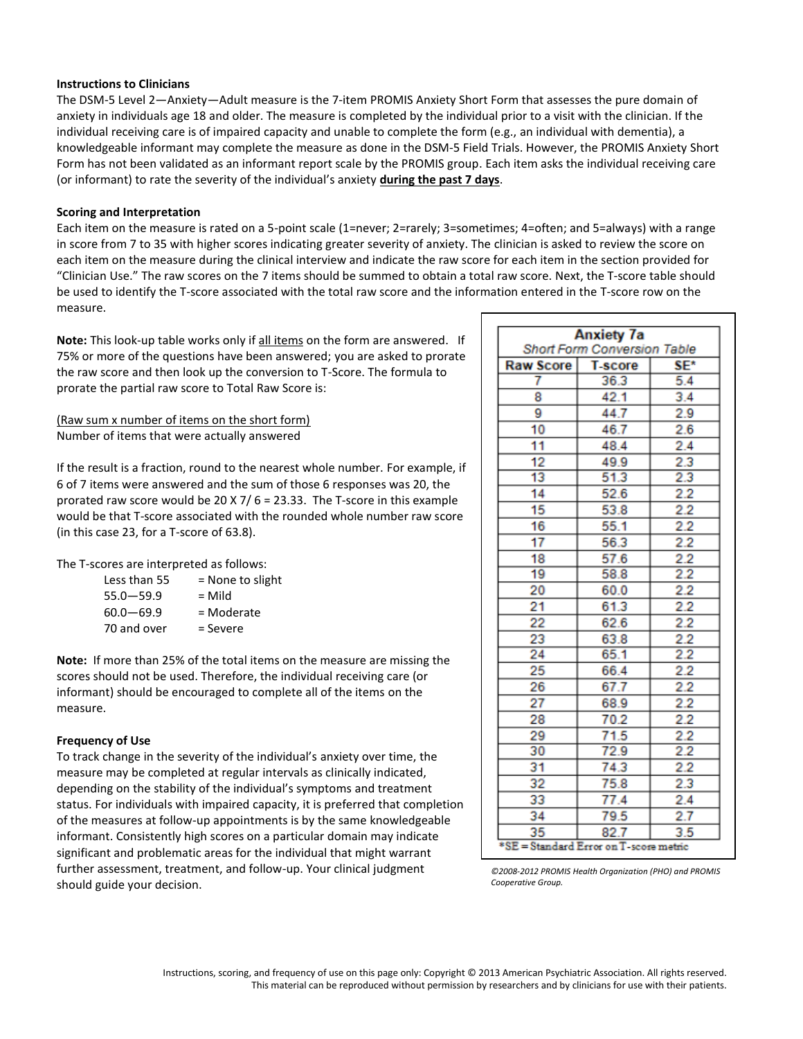**Instructions to Clinicians**

The DSM-5 Level 2—Anxiety—Adult measure is the 7-item PROMIS Anxiety Short Form that assesses the pure domain of anxiety in individuals age 18 and older. The measure is completed by the individual prior to a visit with the clinician. If the individual receiving care is of impaired capacity and unable to complete the form (e.g., an individual with dementia), a knowledgeable informant may complete the measure as done in the DSM-5 Field Trials. However, the PROMIS Anxiety Short Form has not been validated as an informant report scale by the PROMIS group. Each item asks the individual receiving care (or informant) to rate the severity of the individual's anxiety **during the past 7 days**.

**Scoring and Interpretation**

Each item on the measure is rated on a 5-point scale (1=never; 2=rarely; 3=sometimes; 4=often; and 5=always) with a range in score from 7 to 35 with higher scores indicating greater severity of anxiety. The clinician is asked to review the score on each item on the measure during the clinical interview and indicate the raw score for each item in the section provided for "Clinician Use." The raw scores on the 7 items should be summed to obtain a total raw score. Next, the T-score table should be used to identify the T-score associated with the total raw score and the information entered in the T-score row on the measure.

**Note:** This look-up table works only if all items on the form are answered. If 75% or more of the questions have been answered; you are asked to prorate the raw score and then look up the conversion to T-Score. The formula to prorate the partial raw score to Total Raw Score is:

$$\frac{\text{Raw sum} \times \text{number of items on the short form}}{\text{Number of items that were actually answered}}$$

If the result is a fraction, round to the nearest whole number. For example, if 6 of 7 items were answered and the sum of those 6 responses was 20, the prorated raw score would be 20 X 7/ 6 = 23.33. The T-score in this example would be that T-score associated with the rounded whole number raw score (in this case 23, for a T-score of 63.8).

The T-scores are interpreted as follows:

| | |
|---|---|
| Less than 55 | = None to slight |
| 55.0—59.9 | = Mild |
| 60.0—69.9 | = Moderate |
| 70 and over | = Severe |

**Note:** If more than 25% of the total items on the measure are missing the scores should not be used. Therefore, the individual receiving care (or informant) should be encouraged to complete all of the items on the measure.

**Frequency of Use**

To track change in the severity of the individual's anxiety over time, the measure may be completed at regular intervals as clinically indicated, depending on the stability of the individual's symptoms and treatment status. For individuals with impaired capacity, it is preferred that completion of the measures at follow-up appointments is by the same knowledgeable informant. Consistently high scores on a particular domain may indicate significant and problematic areas for the individual that might warrant further assessment, treatment, and follow-up. Your clinical judgment should guide your decision.

**Anxiety 7a**

*Short Form Conversion Table*

| Raw Score | T-score | SE* |
|---|---|---|
| 7 | 36.3 | 5.4 |
| 8 | 42.1 | 3.4 |
| 9 | 44.7 | 2.9 |
| 10 | 46.7 | 2.6 |
| 11 | 48.4 | 2.4 |
| 12 | 49.9 | 2.3 |
| 13 | 51.3 | 2.3 |
| 14 | 52.6 | 2.2 |
| 15 | 53.8 | 2.2 |
| 16 | 55.1 | 2.2 |
| 17 | 56.3 | 2.2 |
| 18 | 57.6 | 2.2 |
| 19 | 58.8 | 2.2 |
| 20 | 60.0 | 2.2 |
| 21 | 61.3 | 2.2 |
| 22 | 62.6 | 2.2 |
| 23 | 63.8 | 2.2 |
| 24 | 65.1 | 2.2 |
| 25 | 66.4 | 2.2 |
| 26 | 67.7 | 2.2 |
| 27 | 68.9 | 2.2 |
| 28 | 70.2 | 2.2 |
| 29 | 71.5 | 2.2 |
| 30 | 72.9 | 2.2 |
| 31 | 74.3 | 2.2 |
| 32 | 75.8 | 2.3 |
| 33 | 77.4 | 2.4 |
| 34 | 79.5 | 2.7 |
| 35 | 82.7 | 3.5 |

*SE = Standard Error on T-score metric

*©2008-2012 PROMIS Health Organization (PHO) and PROMIS Cooperative Group.*

Instructions, scoring, and frequency of use on this page only: Copyright © 2013 American Psychiatric Association. All rights reserved. This material can be reproduced without permission by researchers and by clinicians for use with their patients.